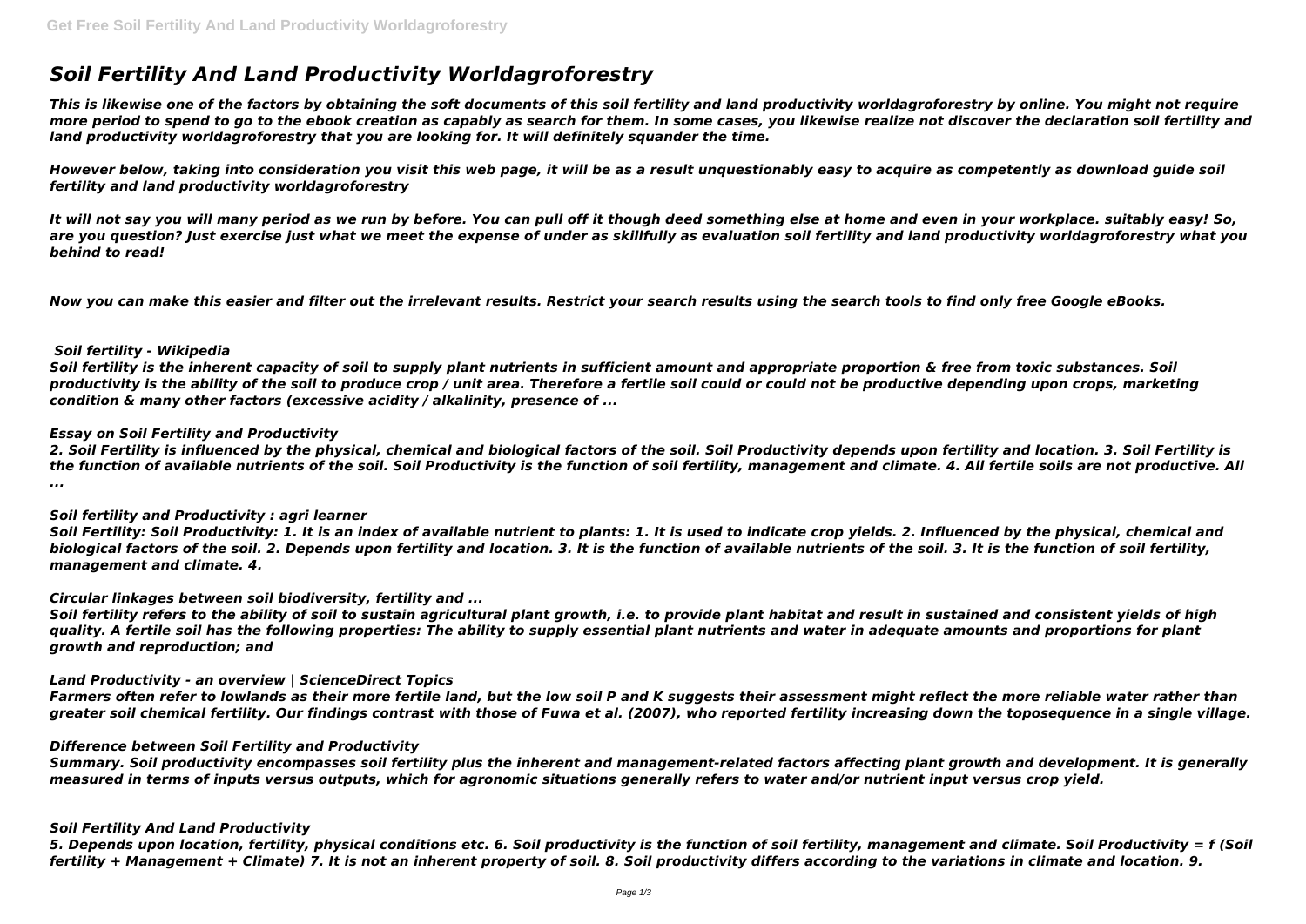# *Soil Fertility And Land Productivity Worldagroforestry*

***This is likewise one of the factors by obtaining the soft documents of this soil fertility and land productivity worldagroforestry by online. You might not require more period to spend to go to the ebook creation as capably as search for them. In some cases, you likewise realize not discover the declaration soil fertility and land productivity worldagroforestry that you are looking for. It will definitely squander the time.***

***However below, taking into consideration you visit this web page, it will be as a result unquestionably easy to acquire as competently as download guide soil fertility and land productivity worldagroforestry***

***It will not say you will many period as we run by before. You can pull off it though deed something else at home and even in your workplace. suitably easy! So, are you question? Just exercise just what we meet the expense of under as skillfully as evaluation soil fertility and land productivity worldagroforestry what you behind to read!***

***Now you can make this easier and filter out the irrelevant results. Restrict your search results using the search tools to find only free Google eBooks.***

### ***Soil fertility - Wikipedia***

***Soil fertility is the inherent capacity of soil to supply plant nutrients in sufficient amount and appropriate proportion & free from toxic substances. Soil productivity is the ability of the soil to produce crop / unit area. Therefore a fertile soil could or could not be productive depending upon crops, marketing condition & many other factors (excessive acidity / alkalinity, presence of ...***

### ***Essay on Soil Fertility and Productivity***

***2. Soil Fertility is influenced by the physical, chemical and biological factors of the soil. Soil Productivity depends upon fertility and location. 3. Soil Fertility is the function of available nutrients of the soil. Soil Productivity is the function of soil fertility, management and climate. 4. All fertile soils are not productive. All ...***

### ***Soil fertility and Productivity : agri learner***

***Soil Fertility: Soil Productivity: 1. It is an index of available nutrient to plants: 1. It is used to indicate crop yields. 2. Influenced by the physical, chemical and biological factors of the soil. 2. Depends upon fertility and location. 3. It is the function of available nutrients of the soil. 3. It is the function of soil fertility, management and climate. 4.***

### ***Circular linkages between soil biodiversity, fertility and ...***

***Soil fertility refers to the ability of soil to sustain agricultural plant growth, i.e. to provide plant habitat and result in sustained and consistent yields of high quality. A fertile soil has the following properties: The ability to supply essential plant nutrients and water in adequate amounts and proportions for plant growth and reproduction; and***

### ***Land Productivity - an overview | ScienceDirect Topics***

***Farmers often refer to lowlands as their more fertile land, but the low soil P and K suggests their assessment might reflect the more reliable water rather than greater soil chemical fertility. Our findings contrast with those of Fuwa et al. (2007), who reported fertility increasing down the toposequence in a single village.***

### ***Difference between Soil Fertility and Productivity***

***Summary. Soil productivity encompasses soil fertility plus the inherent and management-related factors affecting plant growth and development. It is generally measured in terms of inputs versus outputs, which for agronomic situations generally refers to water and/or nutrient input versus crop yield.***

### ***Soil Fertility And Land Productivity***

***5. Depends upon location, fertility, physical conditions etc. 6. Soil productivity is the function of soil fertility, management and climate. Soil Productivity = f (Soil fertility + Management + Climate) 7. It is not an inherent property of soil. 8. Soil productivity differs according to the variations in climate and location. 9.***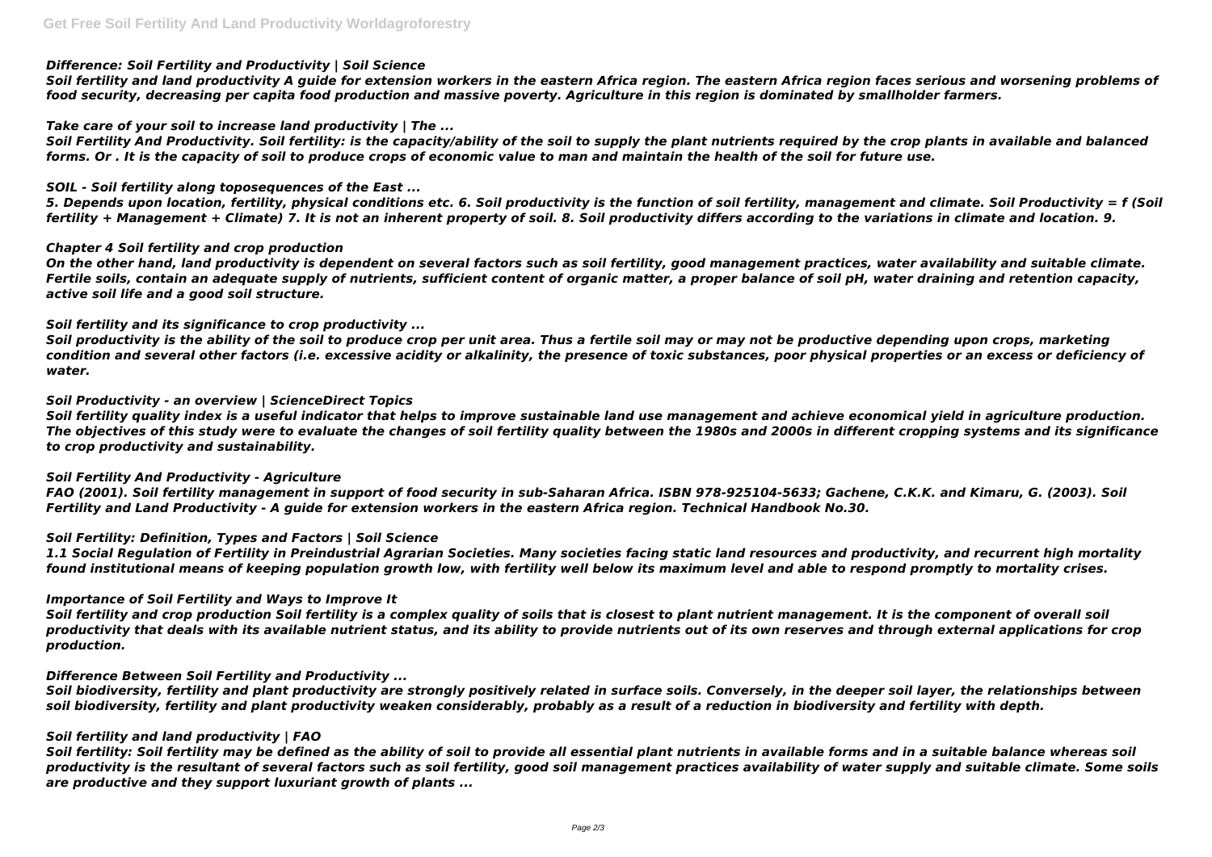***Difference: Soil Fertility and Productivity | Soil Science***

***Soil fertility and land productivity A guide for extension workers in the eastern Africa region. The eastern Africa region faces serious and worsening problems of food security, decreasing per capita food production and massive poverty. Agriculture in this region is dominated by smallholder farmers.***

***Take care of your soil to increase land productivity | The ...***

***Soil Fertility And Productivity. Soil fertility: is the capacity/ability of the soil to supply the plant nutrients required by the crop plants in available and balanced forms. Or . It is the capacity of soil to produce crops of economic value to man and maintain the health of the soil for future use.***

***SOIL - Soil fertility along toposequences of the East ...***

***5. Depends upon location, fertility, physical conditions etc. 6. Soil productivity is the function of soil fertility, management and climate. Soil Productivity = f (Soil fertility + Management + Climate) 7. It is not an inherent property of soil. 8. Soil productivity differs according to the variations in climate and location. 9.***

***Chapter 4 Soil fertility and crop production***

***On the other hand, land productivity is dependent on several factors such as soil fertility, good management practices, water availability and suitable climate. Fertile soils, contain an adequate supply of nutrients, sufficient content of organic matter, a proper balance of soil pH, water draining and retention capacity, active soil life and a good soil structure.***

***Soil fertility and its significance to crop productivity ...***

***Soil productivity is the ability of the soil to produce crop per unit area. Thus a fertile soil may or may not be productive depending upon crops, marketing condition and several other factors (i.e. excessive acidity or alkalinity, the presence of toxic substances, poor physical properties or an excess or deficiency of water.***

***Soil Productivity - an overview | ScienceDirect Topics***

***Soil fertility quality index is a useful indicator that helps to improve sustainable land use management and achieve economical yield in agriculture production. The objectives of this study were to evaluate the changes of soil fertility quality between the 1980s and 2000s in different cropping systems and its significance to crop productivity and sustainability.***

***Soil Fertility And Productivity - Agriculture***

***FAO (2001). Soil fertility management in support of food security in sub-Saharan Africa. ISBN 978-925104-5633; Gachene, C.K.K. and Kimaru, G. (2003). Soil Fertility and Land Productivity - A guide for extension workers in the eastern Africa region. Technical Handbook No.30.***

***Soil Fertility: Definition, Types and Factors | Soil Science***

***1.1 Social Regulation of Fertility in Preindustrial Agrarian Societies. Many societies facing static land resources and productivity, and recurrent high mortality found institutional means of keeping population growth low, with fertility well below its maximum level and able to respond promptly to mortality crises.***

***Importance of Soil Fertility and Ways to Improve It***

***Soil fertility and crop production Soil fertility is a complex quality of soils that is closest to plant nutrient management. It is the component of overall soil productivity that deals with its available nutrient status, and its ability to provide nutrients out of its own reserves and through external applications for crop production.***

***Difference Between Soil Fertility and Productivity ...***

***Soil biodiversity, fertility and plant productivity are strongly positively related in surface soils. Conversely, in the deeper soil layer, the relationships between soil biodiversity, fertility and plant productivity weaken considerably, probably as a result of a reduction in biodiversity and fertility with depth.***

***Soil fertility and land productivity | FAO***

***Soil fertility: Soil fertility may be defined as the ability of soil to provide all essential plant nutrients in available forms and in a suitable balance whereas soil productivity is the resultant of several factors such as soil fertility, good soil management practices availability of water supply and suitable climate. Some soils are productive and they support luxuriant growth of plants ...***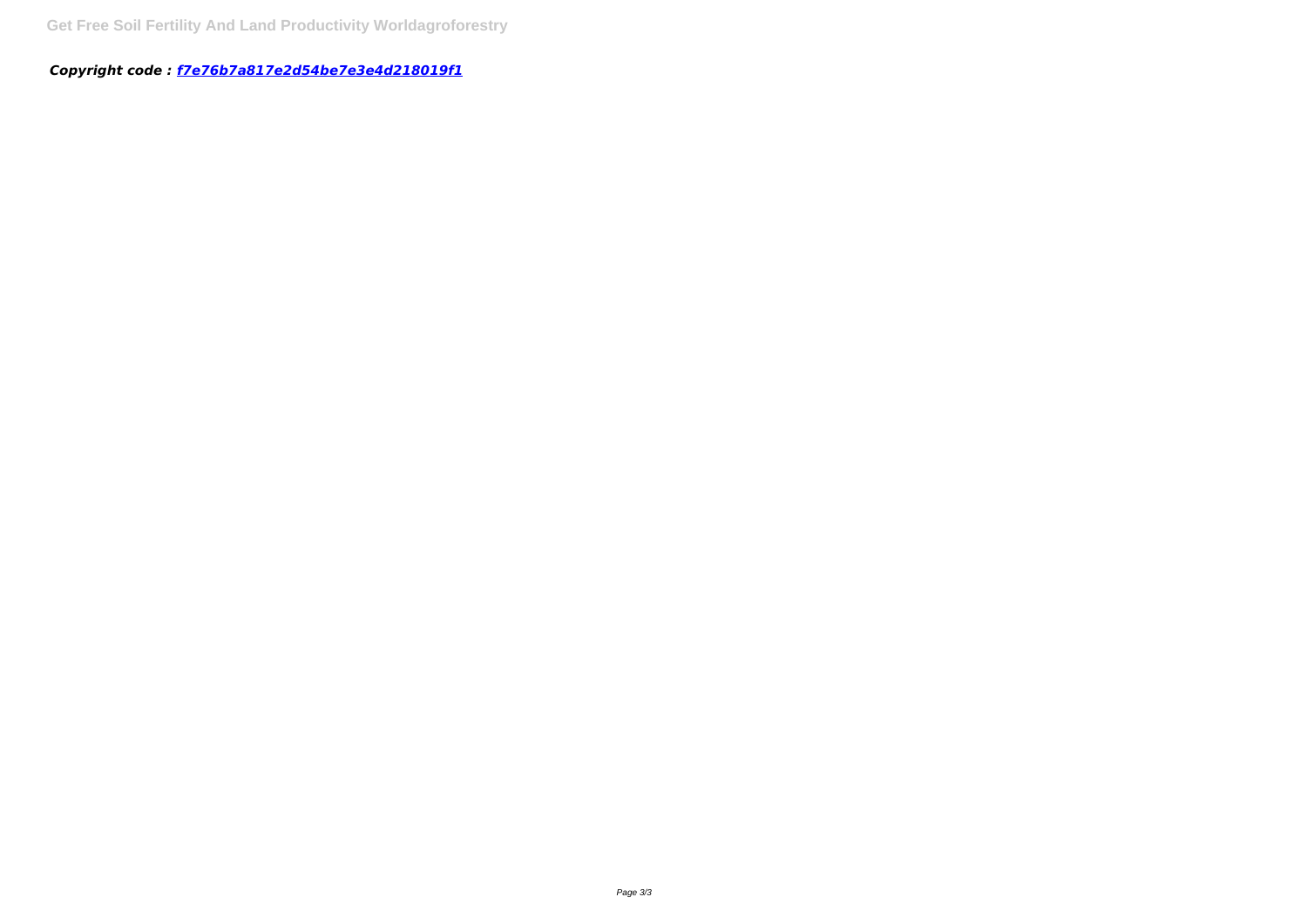***Copyright code : [f7e76b7a817e2d54be7e3e4d218019f1]()***